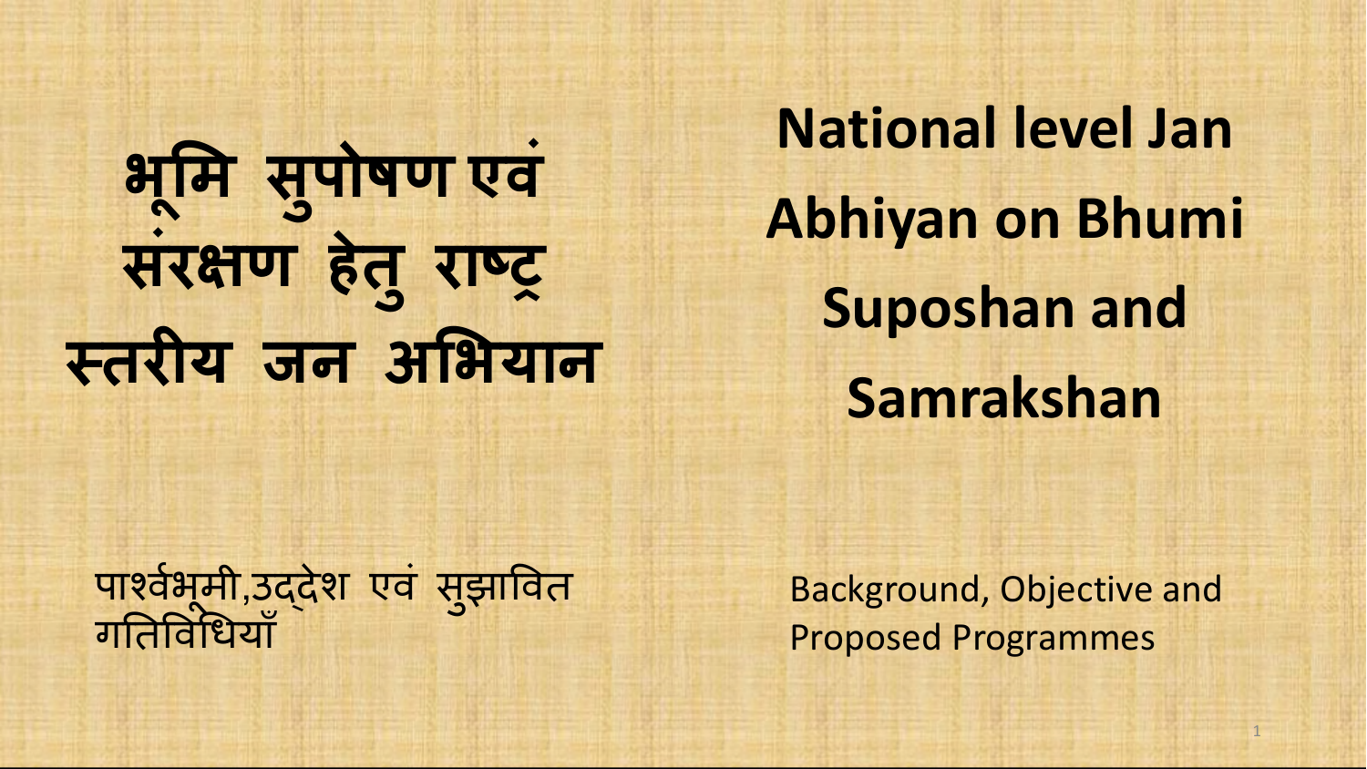# भूमि सुपोषण एवं संरक्षण हेतु राष्ट्र स्तरीय जन अभियान

# National level Jan Abhiyan on Bhumi Suposhan and Samrakshan

पार्श्वभूमी,उद्देश एवं सुझावित गतिविधियाँ

Background, Objective and Proposed Programmes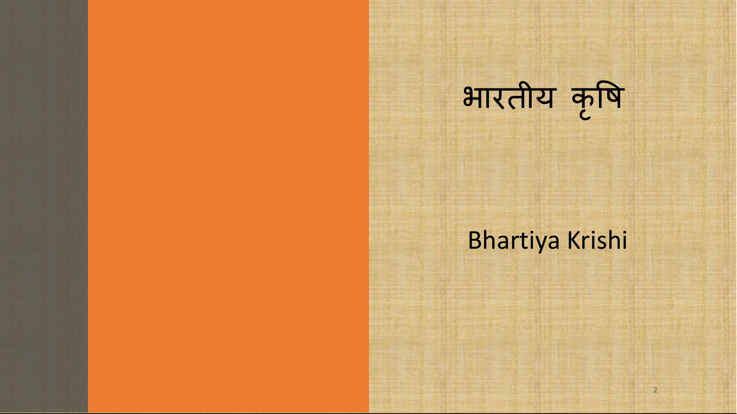# भारतीय कृषि

Bhartiya Krishi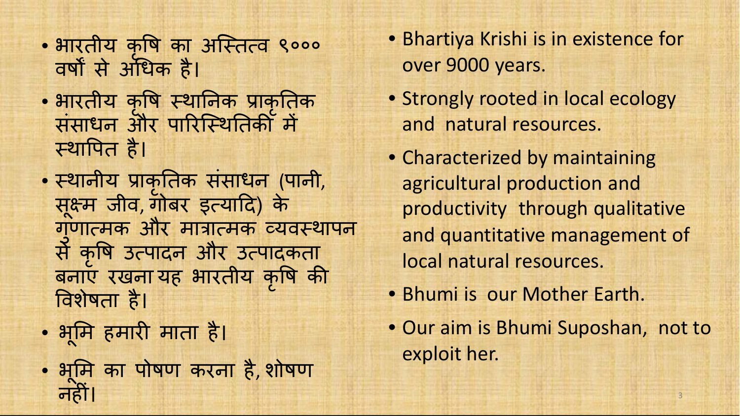- भारतीय कृषि का अस्तित्व ९००० वर्षों से अधिक है।
- भारतीय कृषि स्थानिक प्राकृतिक संसाधन और पारिस्थितिकी में स्थापित है।
- स्थानीय प्राकृतिक संसाधन (पानी, सूक्ष्म जीव, गोबर इत्यादि) के गुणात्मक और मात्रात्मक व्यवस्थापन से कृषि उत्पादन और उत्पादकता बनाए रखना यह भारतीय कृषि की विशेषता है।
- भूमि हमारी माता है।
- भूमि का पोषण करना है, शोषण नहीं।

- Bhartiya Krishi is in existence for over 9000 years.
- Strongly rooted in local ecology and natural resources.
- Characterized by maintaining agricultural production and productivity through qualitative and quantitative management of local natural resources.
- Bhumi is our Mother Earth.
- Our aim is Bhumi Suposhan, not to exploit her.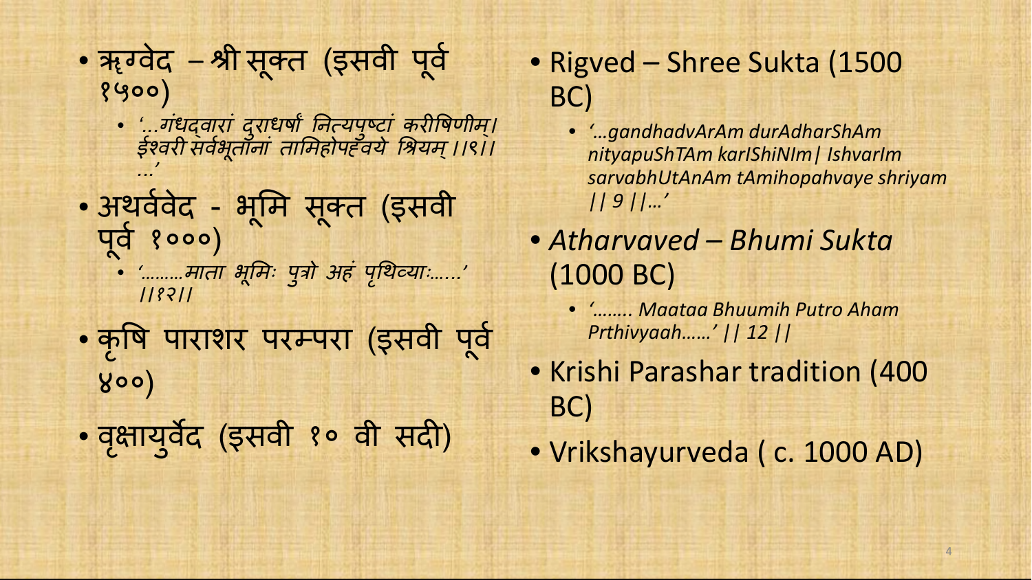- ऋग्वेद – श्री सूक्त (इसवी पूर्व १५००)
  - *'...गंधद्वारां दुराधर्षां नित्यपुष्टां करीषिणीम्। ईश्वरी सर्वभूतानां तामिहोपह्वये श्रियम् ।।९।। ...'*
- अथर्ववेद - भूमि सूक्त (इसवी पूर्व १०००)
  - *'.........माता भूमिः पुत्रो अहं पृथिव्याः......' ।।१२।।*
- कृषि पाराशर परम्परा (इसवी पूर्व ४००)
- वृक्षायुर्वेद (इसवी १० वी सदी)

- Rigved – Shree Sukta (1500 BC)
  - *'...gandhadvArAm durAdharShAm nityapuShTAm karIShiNIm| IshvarIm sarvabhUtAnAm tAmihopahvaye shriyam || 9 ||...'*
- *Atharvaved – Bhumi Sukta* (1000 BC)
  - *'........ Maataa Bhuumih Putro Aham Prthivyaah......' || 12 ||*
- Krishi Parashar tradition (400 BC)
- Vrikshayurveda ( c. 1000 AD)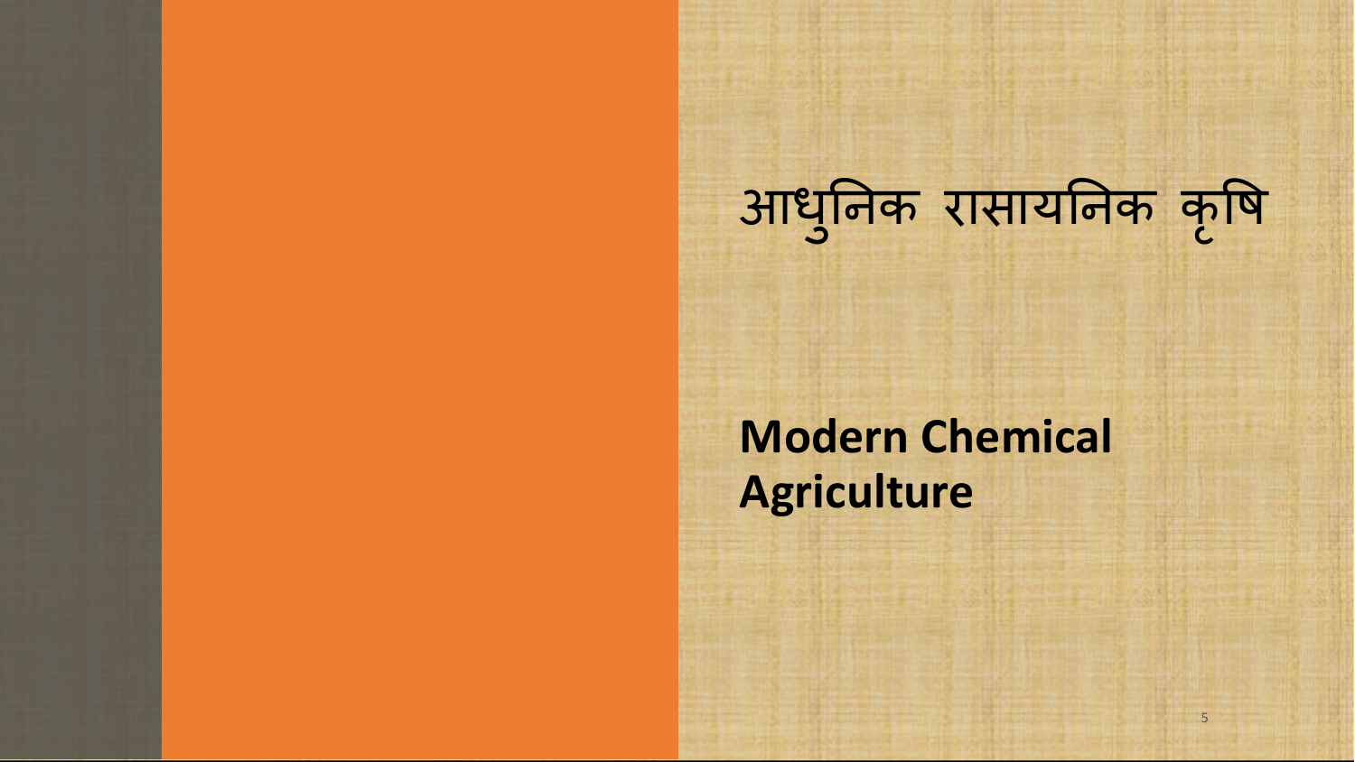# आधुनिक रासायनिक कृषि

**Modern Chemical Agriculture**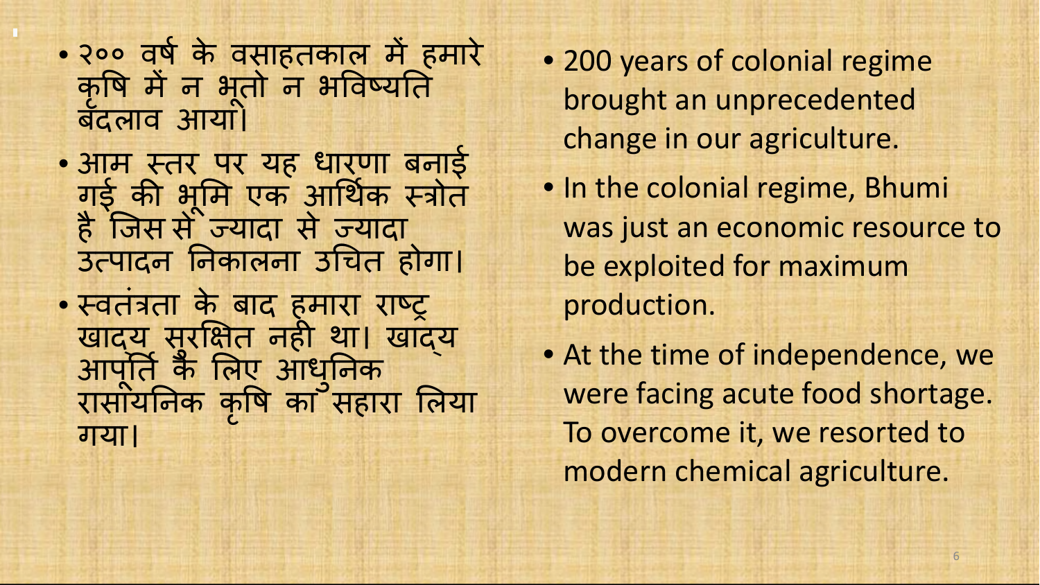- २०० वर्ष के वसाहतकाल में हमारे कृषि में न भूतो न भविष्यति बदलाव आया।
- आम स्तर पर यह धारणा बनाई गई की भूमि एक आर्थिक स्त्रोत है जिस से ज्यादा से ज्यादा उत्पादन निकालना उचित होगा।
- स्वतंत्रता के बाद हमारा राष्ट्र खाद्य सुरक्षित नही था। खाद्य आपूर्ति के लिए आधुनिक रासायनिक कृषि का सहारा लिया गया।

- 200 years of colonial regime brought an unprecedented change in our agriculture.
- In the colonial regime, Bhumi was just an economic resource to be exploited for maximum production.
- At the time of independence, we were facing acute food shortage. To overcome it, we resorted to modern chemical agriculture.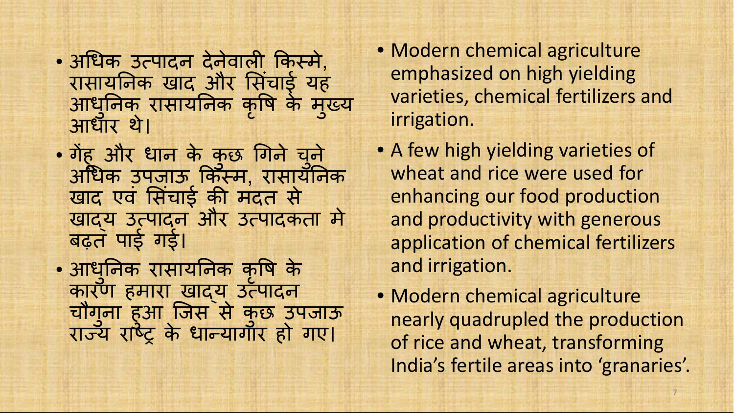- अधिक उत्पादन देनेवाली किस्मे, रासायनिक खाद और सिंचाई यह आधुनिक रासायनिक कृषि के मुख्य आधार थे।
- गेंहू और धान के कुछ गिने चुने अधिक उपजाऊ किस्म, रासायनिक खाद एवं सिंचाई की मदत से खाद्य उत्पादन और उत्पादकता मे बढ़त पाई गई।
- आधुनिक रासायनिक कृषि के कारण हमारा खाद्य उत्पादन चौगुना हुआ जिस से कुछ उपजाऊ राज्य राष्ट्र के धान्यागार हो गए।

- Modern chemical agriculture emphasized on high yielding varieties, chemical fertilizers and irrigation.
- A few high yielding varieties of wheat and rice were used for enhancing our food production and productivity with generous application of chemical fertilizers and irrigation.
- Modern chemical agriculture nearly quadrupled the production of rice and wheat, transforming India's fertile areas into 'granaries'.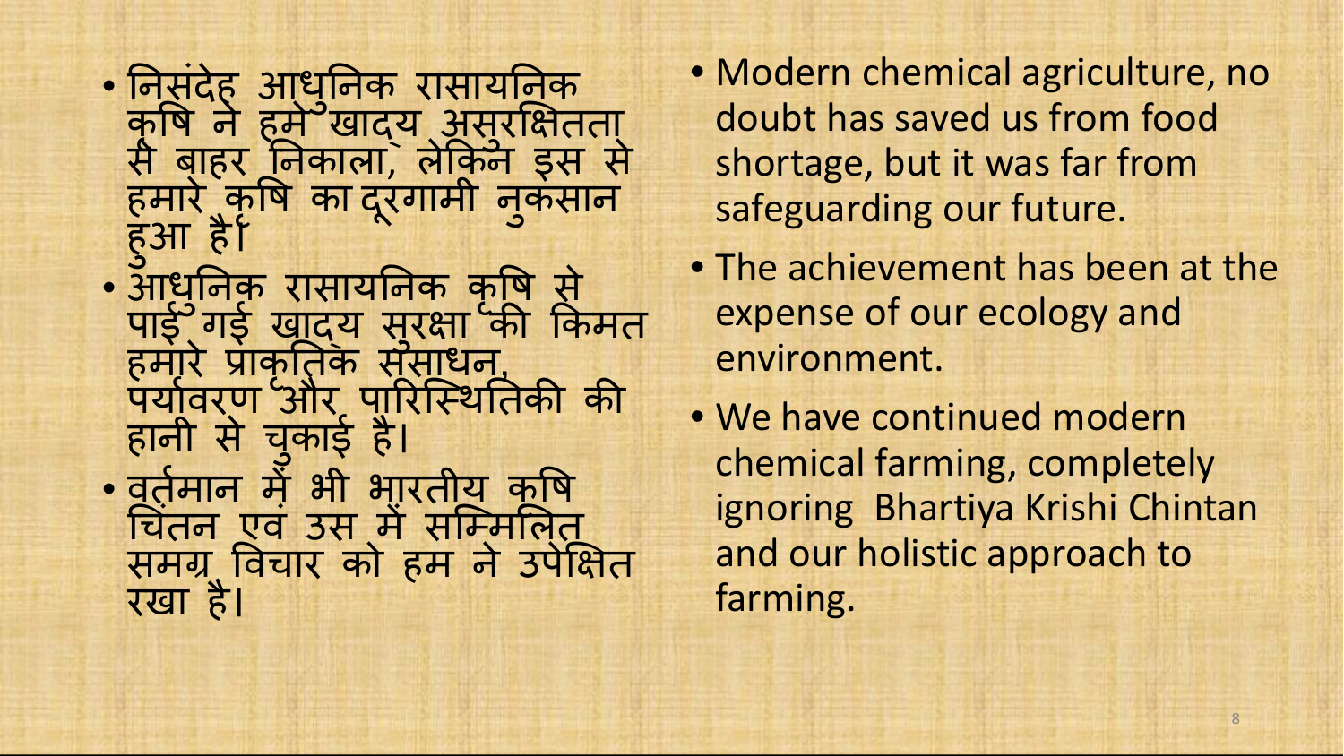- निसंदेह आधुनिक रासायनिक कृषि ने हमें खाद्य असुरक्षितता से बाहर निकाला, लेकिन इस से हमारे कृषि का दूरगामी नुकसान हुआ है।
- आधुनिक रासायनिक कृषि से पाई गई खाद्य सुरक्षा की किमत हमारे प्राकृतिक संसाधन, पर्यावरण और पारिस्थितिकी की हानी से चुकाई है।
- वर्तमान में भी भारतीय कृषि चिंतन एवं उस में सम्मिलित समग्र विचार को हम ने उपेक्षित रखा है।

- Modern chemical agriculture, no doubt has saved us from food shortage, but it was far from safeguarding our future.
- The achievement has been at the expense of our ecology and environment.
- We have continued modern chemical farming, completely ignoring Bhartiya Krishi Chintan and our holistic approach to farming.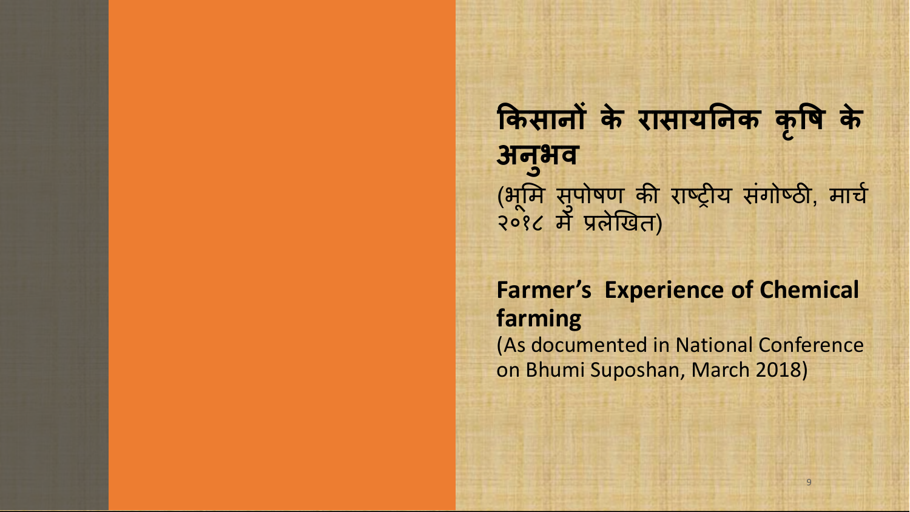## किसानों के रासायनिक कृषि के अनुभव

(भूमि सुपोषण की राष्ट्रीय संगोष्ठी, मार्च २०१८ में प्रलेखित)

## Farmer's Experience of Chemical farming

(As documented in National Conference on Bhumi Suposhan, March 2018)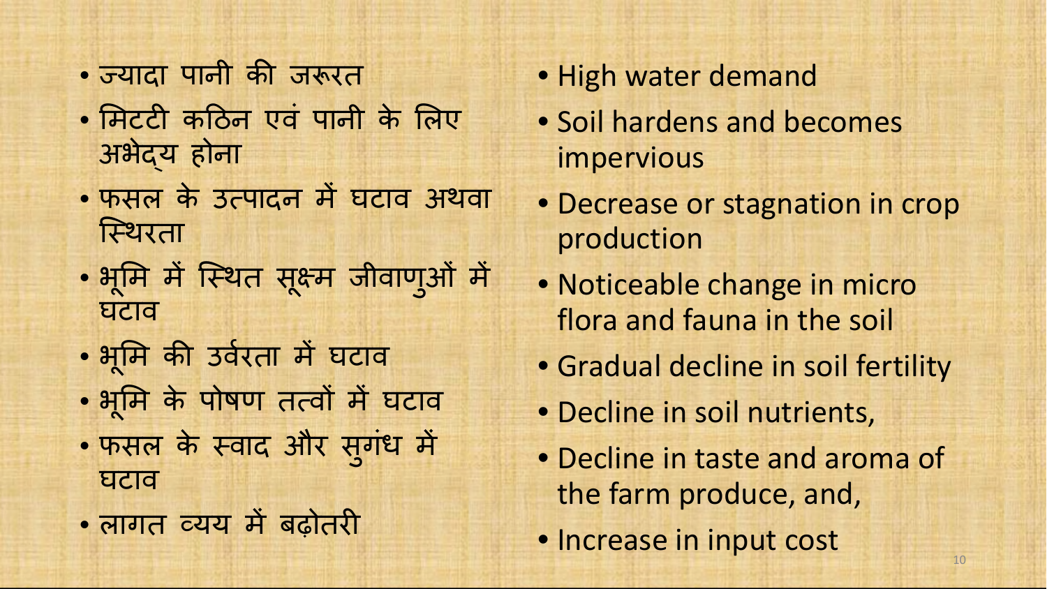- ज्यादा पानी की जरूरत
- मिटटी कठिन एवं पानी के लिए अभेद्य होना
- फसल के उत्पादन में घटाव अथवा स्थिरता
- भूमि में स्थित सूक्ष्म जीवाणुओं में घटाव
- भूमि की उर्वरता में घटाव
- भूमि के पोषण तत्वों में घटाव
- फसल के स्वाद और सुगंध में घटाव
- लागत व्यय में बढ़ोतरी

- High water demand
- Soil hardens and becomes impervious
- Decrease or stagnation in crop production
- Noticeable change in micro flora and fauna in the soil
- Gradual decline in soil fertility
- Decline in soil nutrients,
- Decline in taste and aroma of the farm produce, and,
- Increase in input cost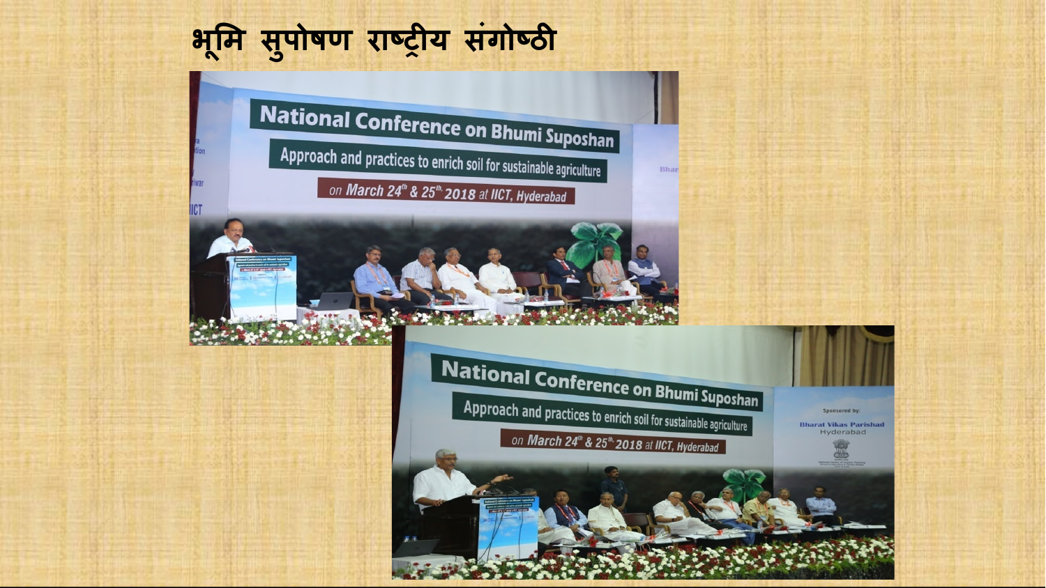# भूमि सुपोषण राष्ट्रीय संगोष्ठी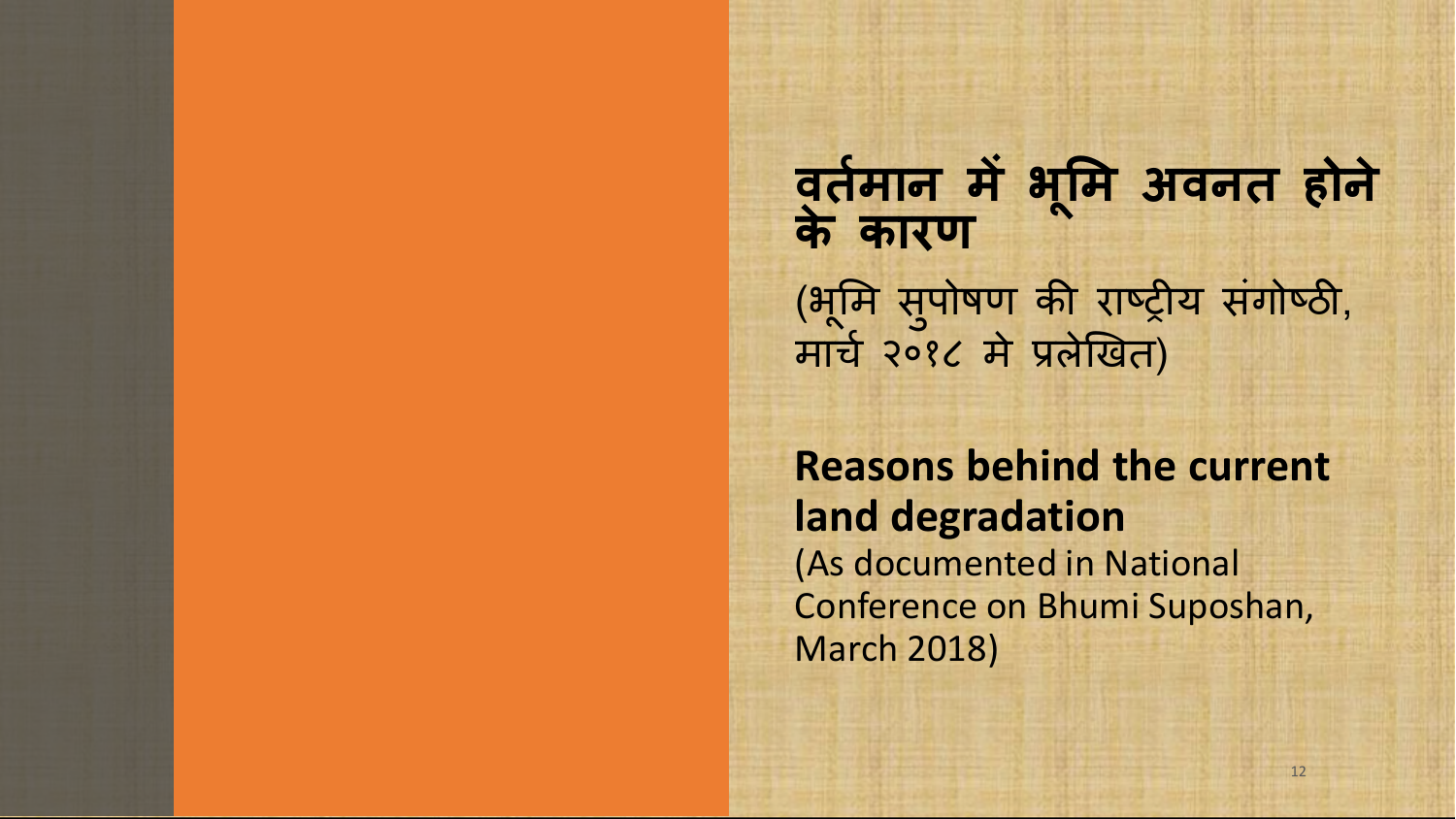## वर्तमान में भूमि अवनत होने के कारण

(भूमि सुपोषण की राष्ट्रीय संगोष्ठी, मार्च २०१८ मे प्रलेखित)

## Reasons behind the current land degradation

(As documented in National Conference on Bhumi Suposhan, March 2018)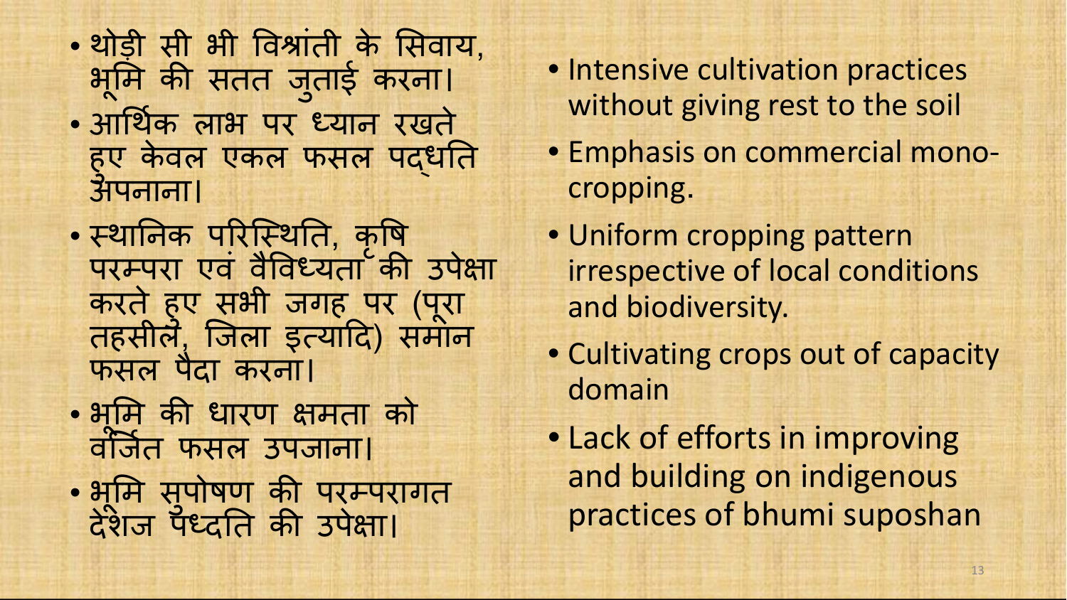- थोड़ी सी भी विश्रांती के सिवाय, भूमि की सतत जुताई करना।
- आर्थिक लाभ पर ध्यान रखते हुए केवल एकल फसल पद्धति अपनाना।
- स्थानिक परिस्थिति, कृषि परम्परा एवं वैविध्यता की उपेक्षा करते हुए सभी जगह पर (पूरा तहसीलें, जिला इत्यादि) समान फसल पैदा करना।
- भूमि की धारण क्षमता को वर्जित फसल उपजाना।
- भूमि सुपोषण की परम्परागत देशज पध्दति की उपेक्षा।

- Intensive cultivation practices without giving rest to the soil
- Emphasis on commercial mono-cropping.
- Uniform cropping pattern irrespective of local conditions and biodiversity.
- Cultivating crops out of capacity domain
- Lack of efforts in improving and building on indigenous practices of bhumi suposhan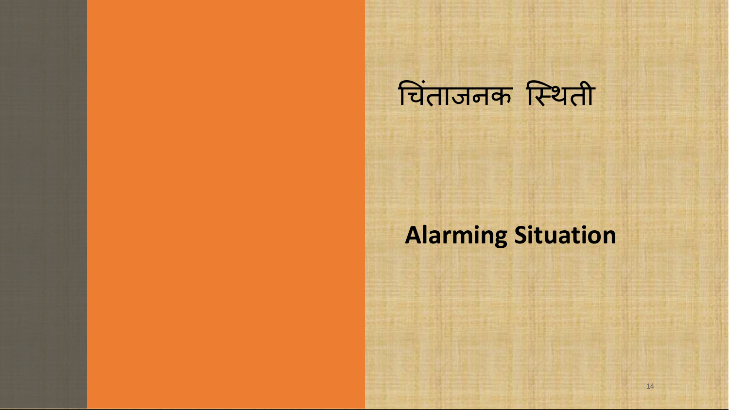# चिंताजनक स्थिती

**Alarming Situation**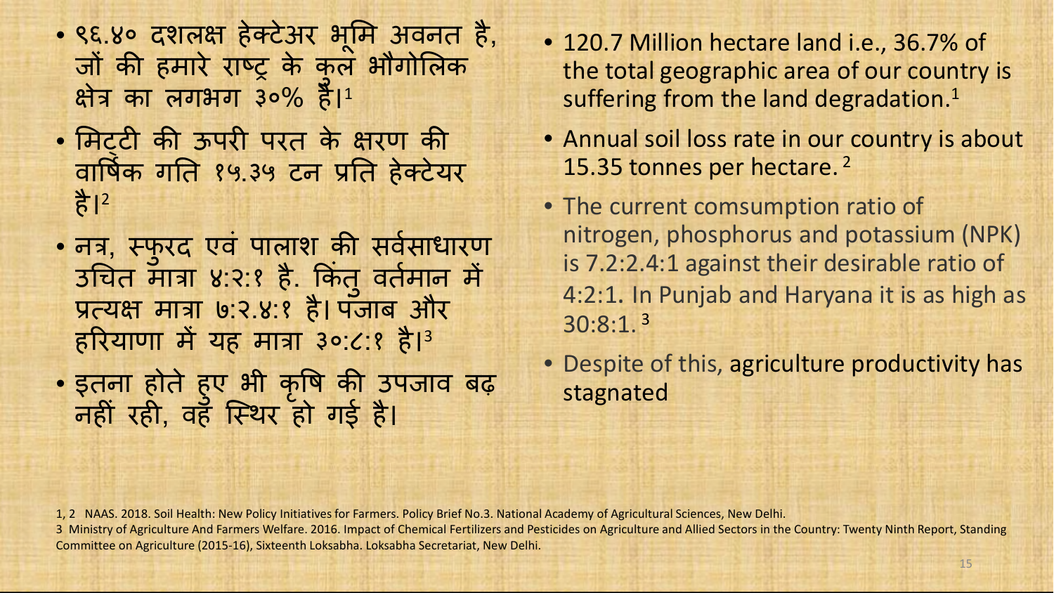- ९६.४० दशलक्ष हेक्टेअर भूमि अवनत है, जों की हमारे राष्ट्र के कुल भौगोलिक क्षेत्र का लगभग ३०% है।[1]
- मिट्टी की ऊपरी परत के क्षरण की वार्षिक गति १५.३५ टन प्रति हेक्टेयर है।[2]
- नत्र, स्फुरद एवं पालाश की सर्वसाधारण उचित मात्रा ४:२:१ है. किंतु वर्तमान में प्रत्यक्ष मात्रा ७:२.४:१ है। पंजाब और हरियाणा में यह मात्रा ३०:८:१ है।[3]
- इतना होते हुए भी कृषि की उपजाव बढ़ नहीं रही, वह स्थिर हो गई है।

- 120.7 Million hectare land i.e., 36.7% of the total geographic area of our country is suffering from the land degradation.[1]
- Annual soil loss rate in our country is about 15.35 tonnes per hectare.[2]
- The current comsumption ratio of nitrogen, phosphorus and potassium (NPK) is 7.2:2.4:1 against their desirable ratio of 4:2:1. In Punjab and Haryana it is as high as 30:8:1.[3]
- Despite of this, agriculture productivity has stagnated

1, 2 NAAS. 2018. Soil Health: New Policy Initiatives for Farmers. Policy Brief No.3. National Academy of Agricultural Sciences, New Delhi.

3 Ministry of Agriculture And Farmers Welfare. 2016. Impact of Chemical Fertilizers and Pesticides on Agriculture and Allied Sectors in the Country: Twenty Ninth Report, Standing Committee on Agriculture (2015-16), Sixteenth Loksabha. Loksabha Secretariat, New Delhi.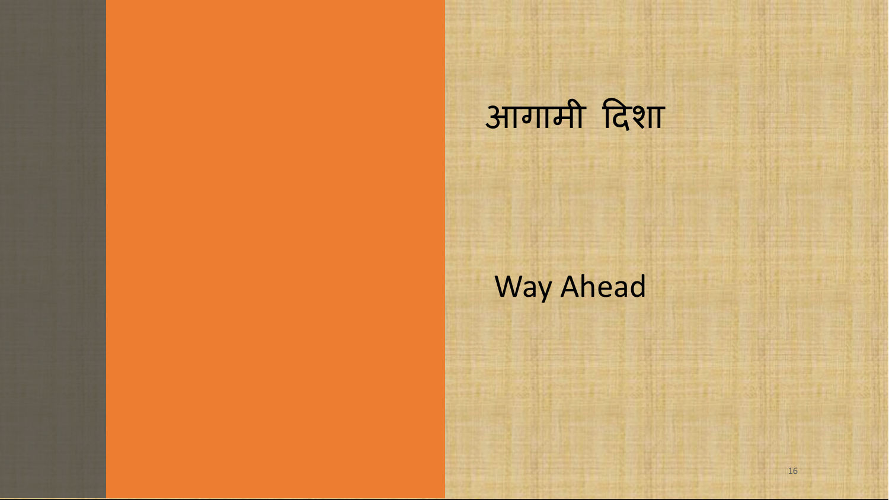# आगामी दिशा

# Way Ahead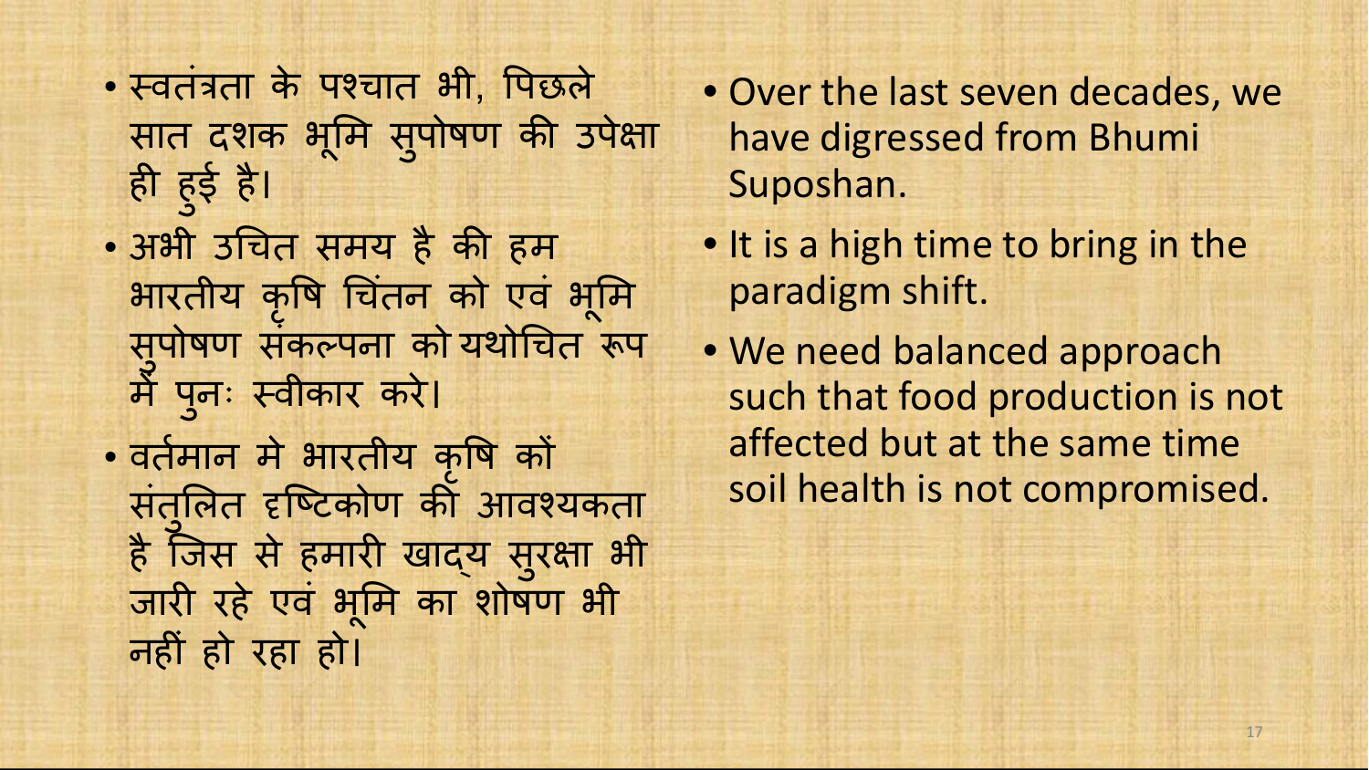- स्वतंत्रता के पश्चात भी, पिछले सात दशक भूमि सुपोषण की उपेक्षा ही हुई है।
- अभी उचित समय है की हम भारतीय कृषि चिंतन को एवं भूमि सुपोषण संकल्पना को यथोचित रूप में पुनः स्वीकार करे।
- वर्तमान मे भारतीय कृषि कों संतुलित दृष्टिकोण की आवश्यकता है जिस से हमारी खाद्य सुरक्षा भी जारी रहे एवं भूमि का शोषण भी नहीं हो रहा हो।

- Over the last seven decades, we have digressed from Bhumi Suposhan.
- It is a high time to bring in the paradigm shift.
- We need balanced approach such that food production is not affected but at the same time soil health is not compromised.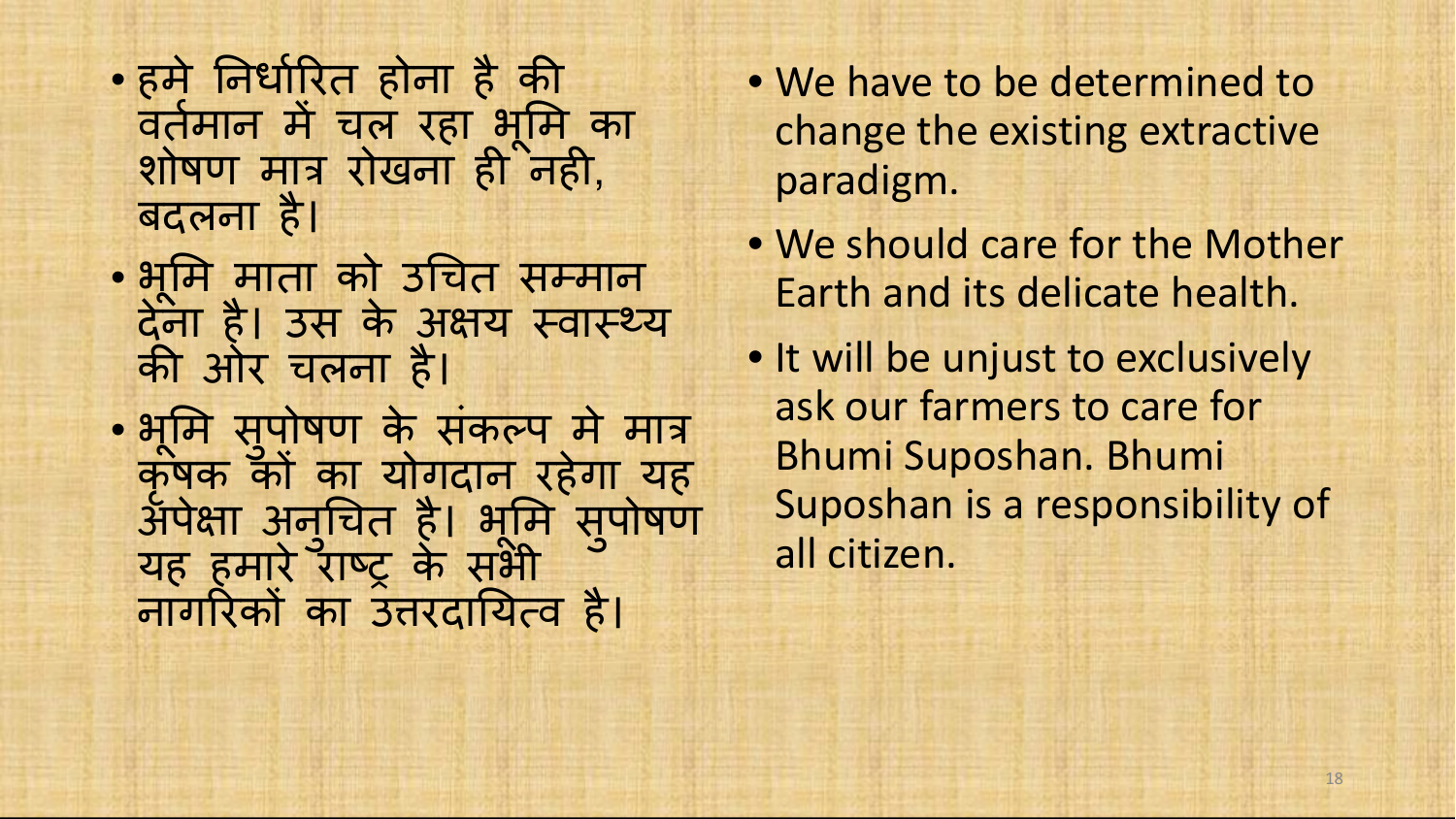- हमे निर्धारित होना है की वर्तमान में चल रहा भूमि का शोषण मात्र रोखना ही नही, बदलना है।
- भूमि माता को उचित सम्मान देना है। उस के अक्षय स्वास्थ्य की ओर चलना है।
- भूमि सुपोषण के संकल्प मे मात्र कृषक कों का योगदान रहेगा यह अपेक्षा अनुचित है। भूमि सुपोषण यह हमारे राष्ट्र के सभी नागरिकों का उत्तरदायित्व है।

- We have to be determined to change the existing extractive paradigm.
- We should care for the Mother Earth and its delicate health.
- It will be unjust to exclusively ask our farmers to care for Bhumi Suposhan. Bhumi Suposhan is a responsibility of all citizen.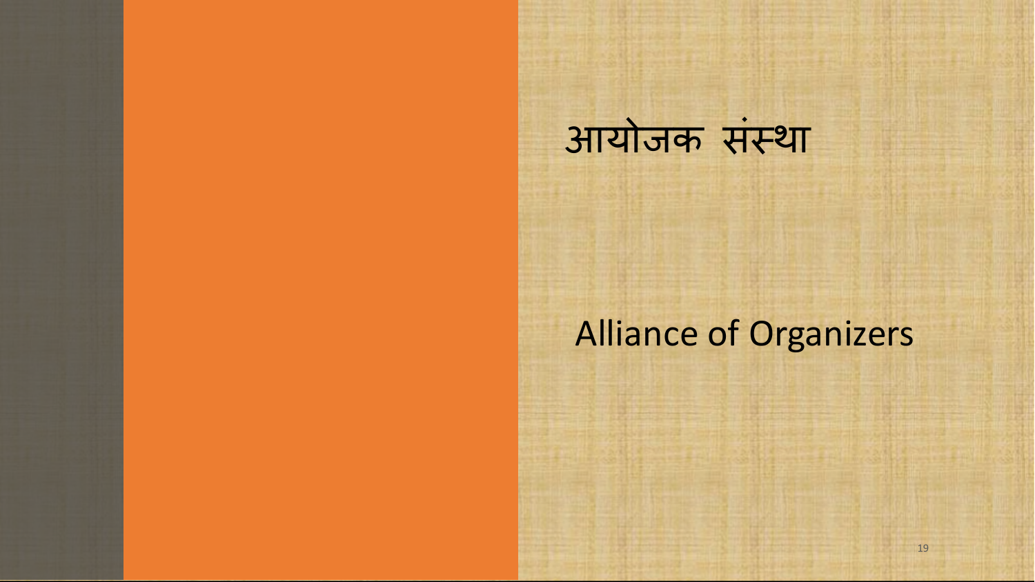# आयोजक संस्था

Alliance of Organizers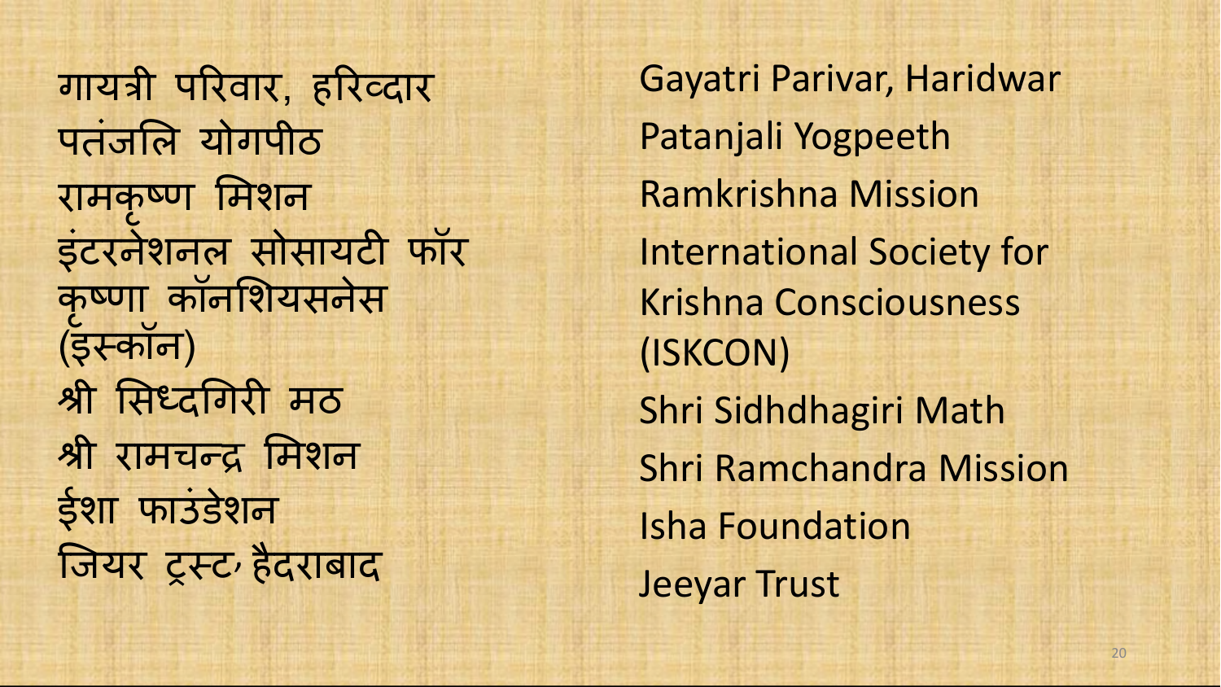गायत्री परिवार, हरिव्दार
पतंजलि योगपीठ
रामकृष्ण मिशन
इंटरनेशनल सोसायटी फॉर कृष्णा कॉनशियसनेस (इस्कॉन)
श्री सिध्दगिरी मठ
श्री रामचन्द्र मिशन
ईशा फाउंडेशन
जियर ट्रस्ट, हैदराबाद

Gayatri Parivar, Haridwar
Patanjali Yogpeeth
Ramkrishna Mission
International Society for Krishna Consciousness (ISKCON)
Shri Sidhdhagiri Math
Shri Ramchandra Mission
Isha Foundation
Jeeyar Trust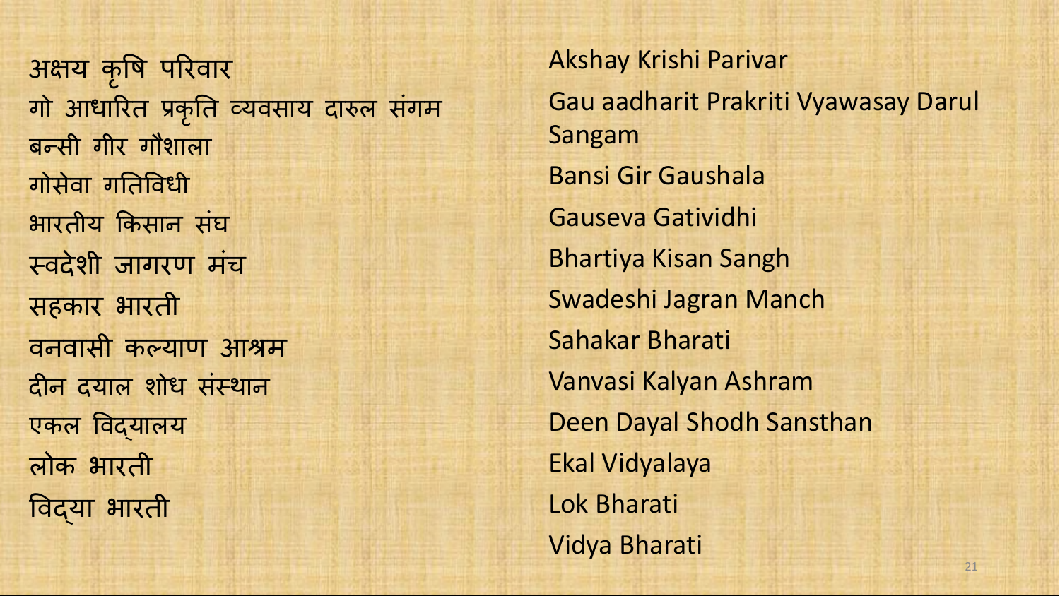अक्षय कृषि परिवार
गो आधारित प्रकृति व्यवसाय दारुल संगम
बन्सी गीर गौशाला
गोसेवा गतिविधी
भारतीय किसान संघ
स्वदेशी जागरण मंच
सहकार भारती
वनवासी कल्याण आश्रम
दीन दयाल शोध संस्थान
एकल विद्यालय
लोक भारती
विद्या भारती

Akshay Krishi Parivar
Gau aadharit Prakriti Vyawasay Darul Sangam
Bansi Gir Gaushala
Gauseva Gatividhi
Bhartiya Kisan Sangh
Swadeshi Jagran Manch
Sahakar Bharati
Vanvasi Kalyan Ashram
Deen Dayal Shodh Sansthan
Ekal Vidyalaya
Lok Bharati
Vidya Bharati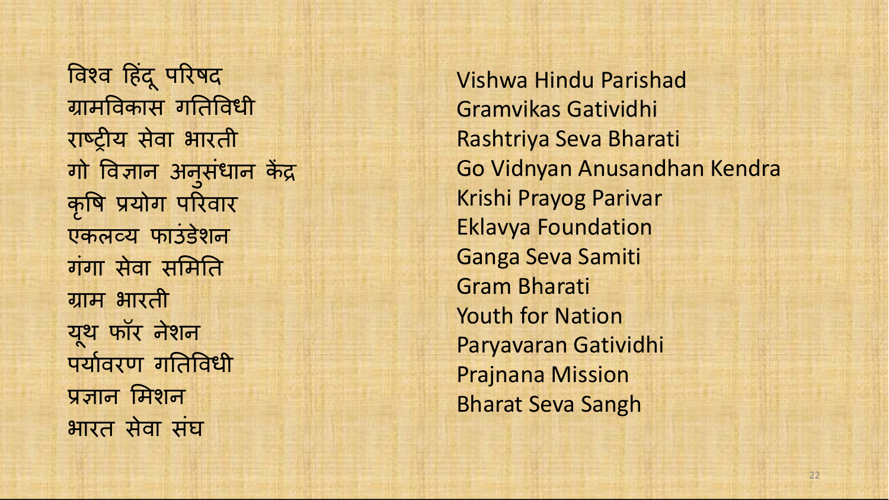विश्व हिंदू परिषद
ग्रामविकास गतिविधी
राष्ट्रीय सेवा भारती
गो विज्ञान अनुसंधान केंद्र
कृषि प्रयोग परिवार
एकलव्य फाउंडेशन
गंगा सेवा समिति
ग्राम भारती
यूथ फॉर नेशन
पर्यावरण गतिविधी
प्रज्ञान मिशन
भारत सेवा संघ

Vishwa Hindu Parishad
Gramvikas Gatividhi
Rashtriya Seva Bharati
Go Vidnyan Anusandhan Kendra
Krishi Prayog Parivar
Eklavya Foundation
Ganga Seva Samiti
Gram Bharati
Youth for Nation
Paryavaran Gatividhi
Prajnana Mission
Bharat Seva Sangh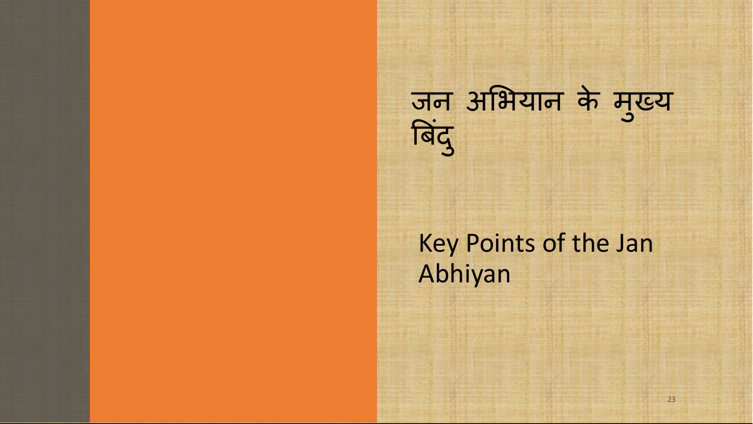# जन अभियान के मुख्य बिंदु

Key Points of the Jan Abhiyan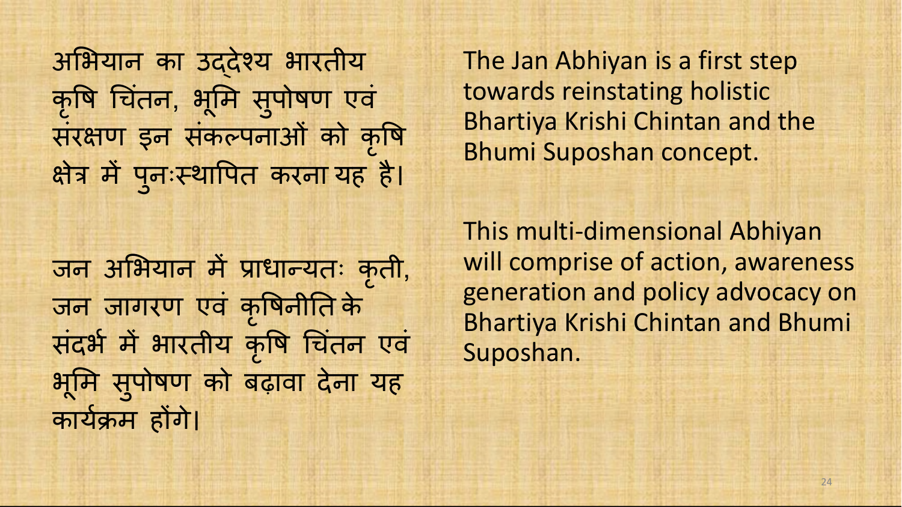अभियान का उद्देश्य भारतीय कृषि चिंतन, भूमि सुपोषण एवं संरक्षण इन संकल्पनाओं को कृषि क्षेत्र में पुनःस्थापित करना यह है।

The Jan Abhiyan is a first step towards reinstating holistic Bhartiya Krishi Chintan and the Bhumi Suposhan concept.

जन अभियान में प्राधान्यतः कृती, जन जागरण एवं कृषिनीति के संदर्भ में भारतीय कृषि चिंतन एवं भूमि सुपोषण को बढ़ावा देना यह कार्यक्रम होंगे।

This multi-dimensional Abhiyan will comprise of action, awareness generation and policy advocacy on Bhartiya Krishi Chintan and Bhumi Suposhan.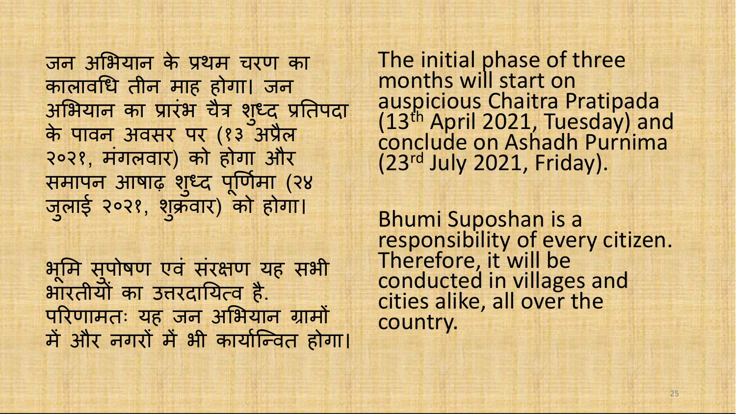जन अभियान के प्रथम चरण का कालावधि तीन माह होगा। जन अभियान का प्रारंभ चैत्र शुध्द प्रतिपदा के पावन अवसर पर (१३ अप्रैल २०२१, मंगलवार) को होगा और समापन आषाढ़ शुध्द पूर्णिमा (२४ जुलाई २०२१, शुक्रवार) को होगा।

भूमि सुपोषण एवं संरक्षण यह सभी भारतीयों का उत्तरदायित्व है. परिणामतः यह जन अभियान ग्रामों में और नगरों में भी कार्यान्वित होगा।

The initial phase of three months will start on auspicious Chaitra Pratipada (13th April 2021, Tuesday) and conclude on Ashadh Purnima (23rd July 2021, Friday).

Bhumi Suposhan is a responsibility of every citizen. Therefore, it will be conducted in villages and cities alike, all over the country.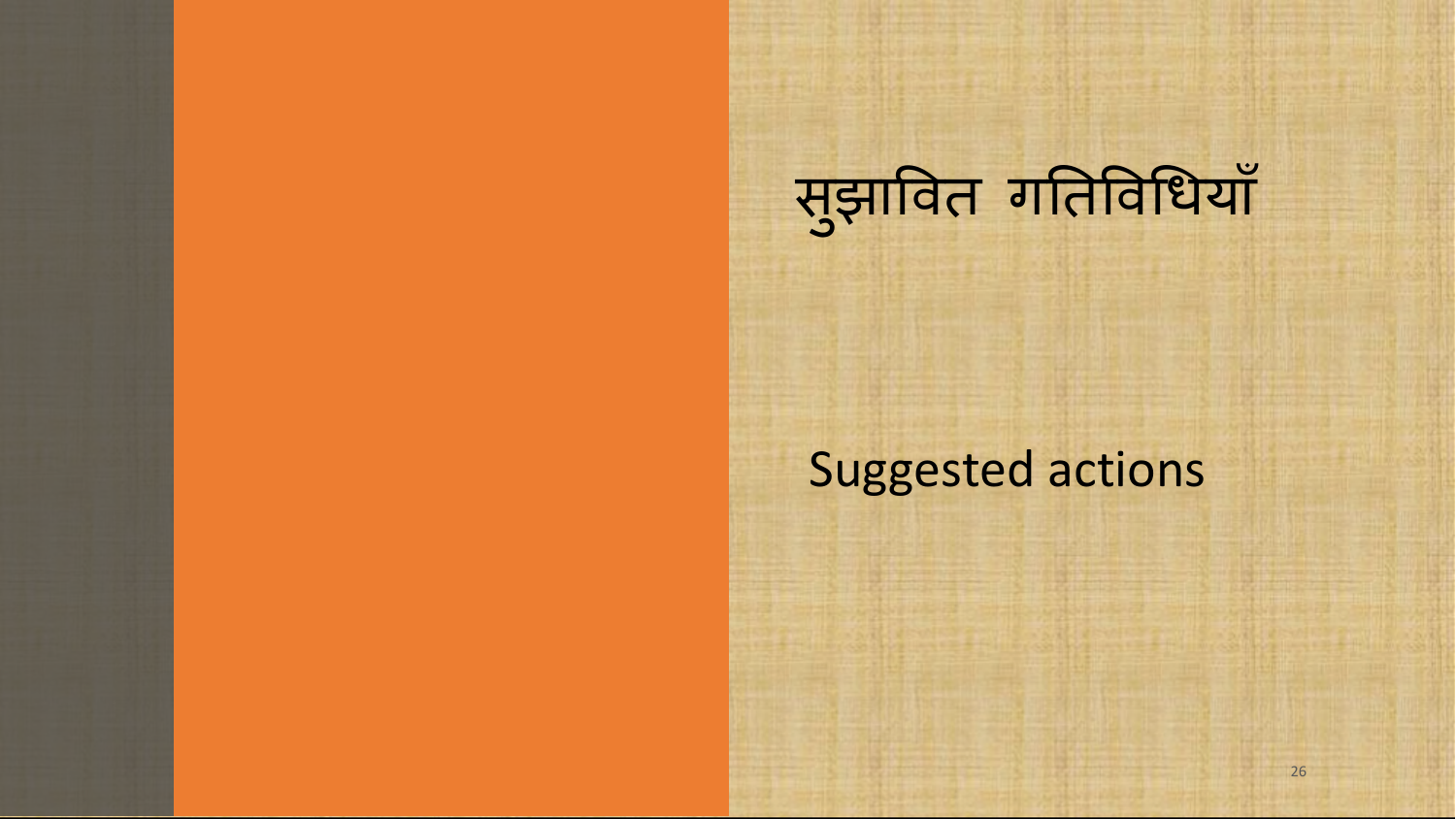# सुझावित गतिविधियाँ

## Suggested actions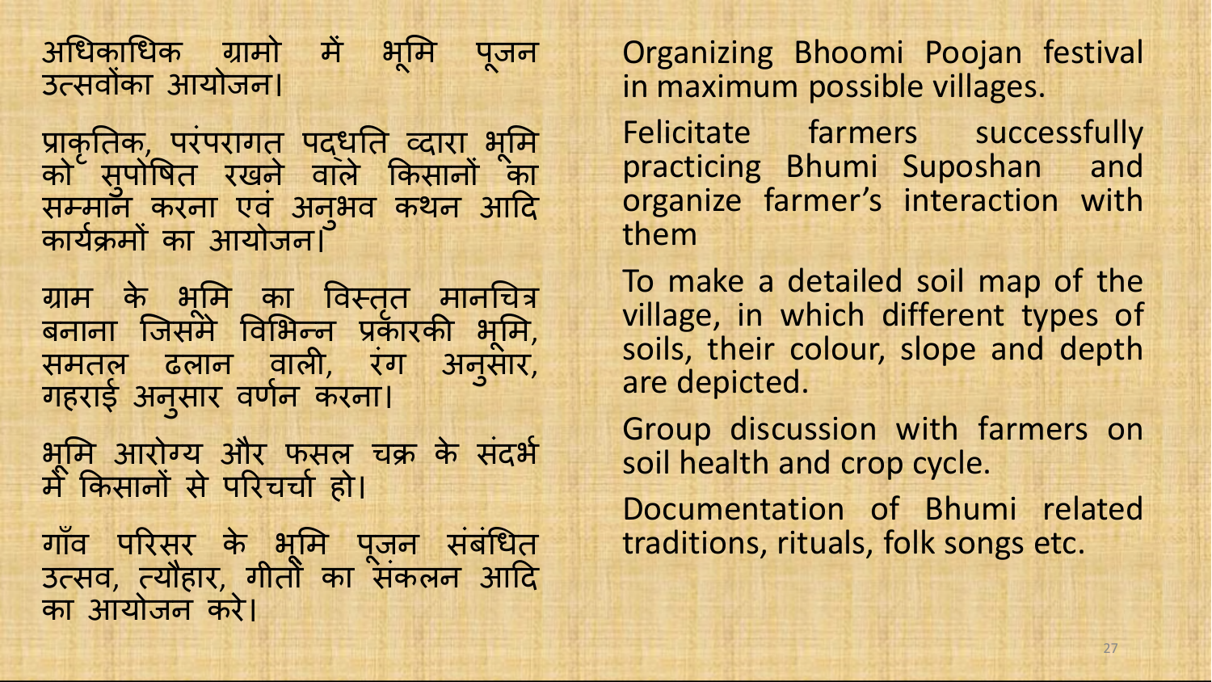अधिकाधिक ग्रामो में भूमि पूजन उत्सवोंका आयोजन।

प्राकृतिक, परंपरागत पद्धति व्दारा भूमि को सुपोषित रखने वाले किसानों का सम्मान करना एवं अनुभव कथन आदि कार्यक्रमों का आयोजन।

ग्राम के भूमि का विस्तृत मानचित्र बनाना जिसमे विभिन्न प्रकारकी भूमि, समतल ढलान वाली, रंग अनुसार, गहराई अनुसार वर्णन करना।

भूमि आरोग्य और फसल चक्र के संदर्भ में किसानों से परिचर्चा हो।

गाँव परिसर के भूमि पूजन संबंधित उत्सव, त्यौहार, गीतों का संकलन आदि का आयोजन करे।

Organizing Bhoomi Poojan festival in maximum possible villages.

Felicitate farmers successfully practicing Bhumi Suposhan and organize farmer's interaction with them

To make a detailed soil map of the village, in which different types of soils, their colour, slope and depth are depicted.

Group discussion with farmers on soil health and crop cycle.

Documentation of Bhumi related traditions, rituals, folk songs etc.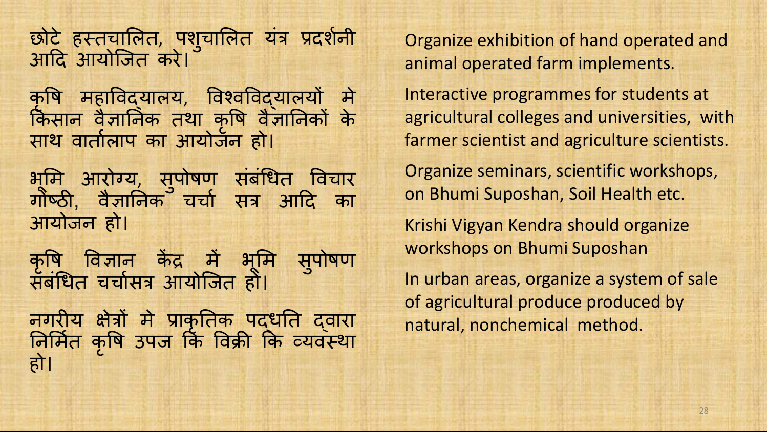छोटे हस्तचालित, पशुचालित यंत्र प्रदर्शनी आदि आयोजित करे।

कृषि महाविद्यालय, विश्वविद्यालयों मे किसान वैज्ञानिक तथा कृषि वैज्ञानिकों के साथ वार्तालाप का आयोजन हो।

भूमि आरोग्य, सुपोषण संबंधित विचार गोष्ठी, वैज्ञानिक चर्चा सत्र आदि का आयोजन हो।

कृषि विज्ञान केंद्र में भूमि सुपोषण संबंधित चर्चासत्र आयोजित हो।

नगरीय क्षेत्रों मे प्राकृतिक पद्धति द्वारा निर्मित कृषि उपज कि विक्री कि व्यवस्था हो।

Organize exhibition of hand operated and animal operated farm implements.

Interactive programmes for students at agricultural colleges and universities, with farmer scientist and agriculture scientists.

Organize seminars, scientific workshops, on Bhumi Suposhan, Soil Health etc.

Krishi Vigyan Kendra should organize workshops on Bhumi Suposhan

In urban areas, organize a system of sale of agricultural produce produced by natural, nonchemical method.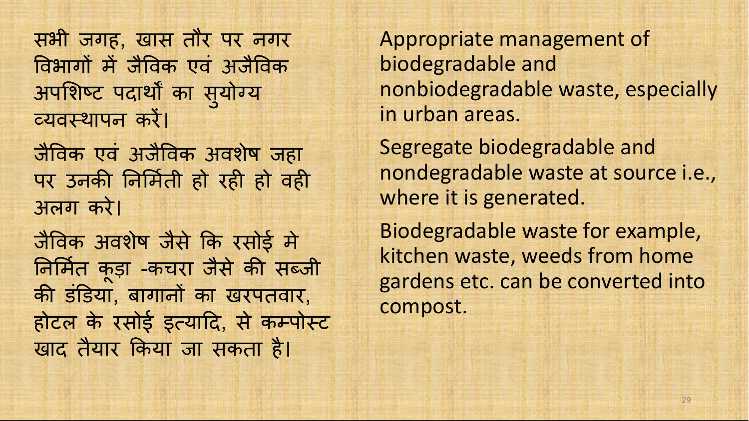सभी जगह, खास तौर पर नगर विभागों में जैविक एवं अजैविक अपशिष्ट पदार्थों का सुयोग्य व्यवस्थापन करें।

जैविक एवं अजैविक अवशेष जहा पर उनकी निर्मिती हो रही हो वही अलग करे।

जैविक अवशेष जैसे कि रसोई मे निर्मित कूड़ा -कचरा जैसे की सब्जी की डंडिया, बागानों का खरपतवार, होटल के रसोई इत्यादि, से कम्पोस्ट खाद तैयार किया जा सकता है।

Appropriate management of biodegradable and nonbiodegradable waste, especially in urban areas.

Segregate biodegradable and nondegradable waste at source i.e., where it is generated.

Biodegradable waste for example, kitchen waste, weeds from home gardens etc. can be converted into compost.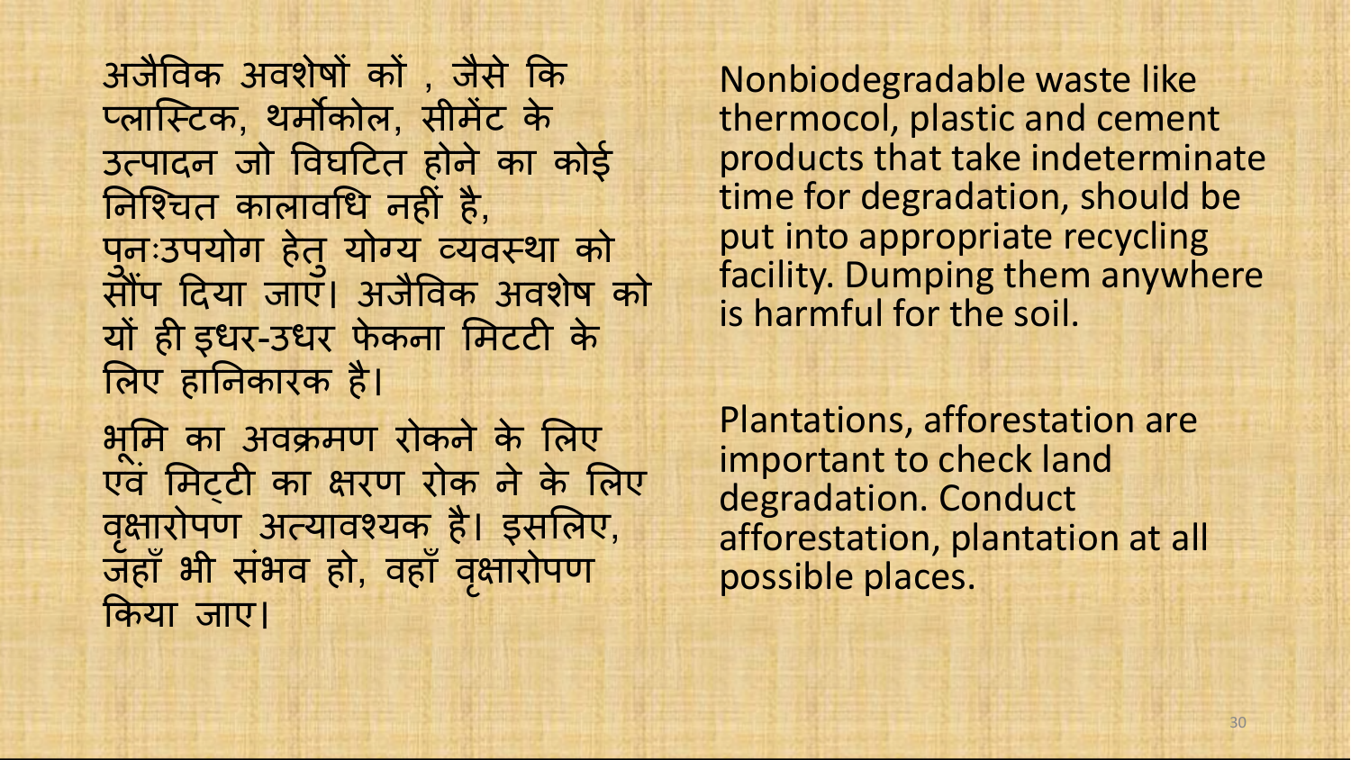अजैविक अवशेषों कों , जैसे कि प्लास्टिक, थर्मोकोल, सीमेंट के उत्पादन जो विघटित होने का कोई निश्चित कालावधि नहीं है, पुनःउपयोग हेतु योग्य व्यवस्था को सौंप दिया जाए। अजैविक अवशेष को यों ही इधर-उधर फेकना मिटटी के लिए हानिकारक है।

भूमि का अवक्रमण रोकने के लिए एवं मिट्टी का क्षरण रोक ने के लिए वृक्षारोपण अत्यावश्यक है। इसलिए, जहाँ भी संभव हो, वहाँ वृक्षारोपण किया जाए।

Nonbiodegradable waste like thermocol, plastic and cement products that take indeterminate time for degradation, should be put into appropriate recycling facility. Dumping them anywhere is harmful for the soil.

Plantations, afforestation are important to check land degradation. Conduct afforestation, plantation at all possible places.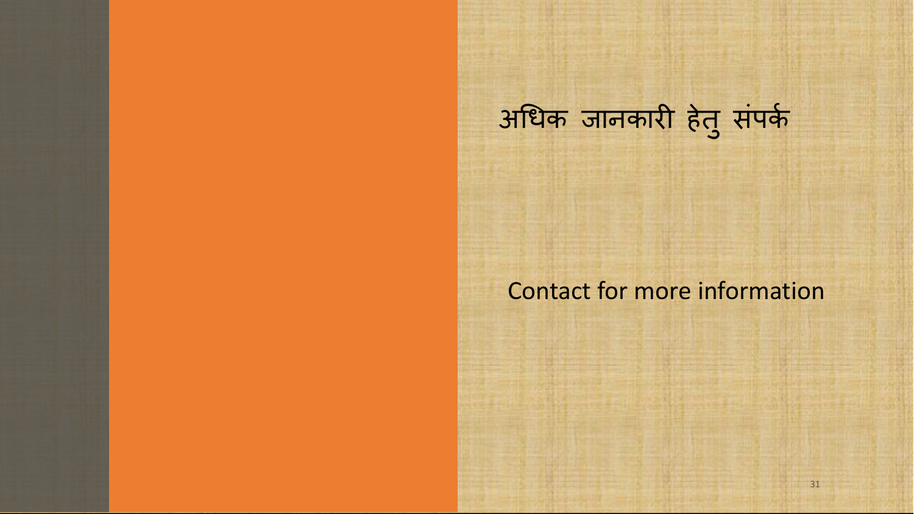# अधिक जानकारी हेतु संपर्क

Contact for more information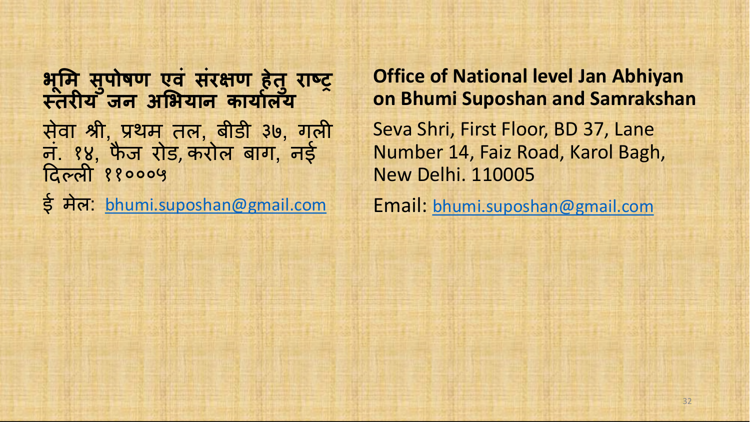**भूमि सुपोषण एवं संरक्षण हेतु राष्ट्र स्तरीय जन अभियान कार्यालय**

सेवा श्री, प्रथम तल, बीडी ३७, गली नं. १४, फैज रोड, करोल बाग, नई दिल्ली ११०००५

ई मेल: bhumi.suposhan@gmail.com

**Office of National level Jan Abhiyan on Bhumi Suposhan and Samrakshan**

Seva Shri, First Floor, BD 37, Lane Number 14, Faiz Road, Karol Bagh, New Delhi. 110005

Email: bhumi.suposhan@gmail.com